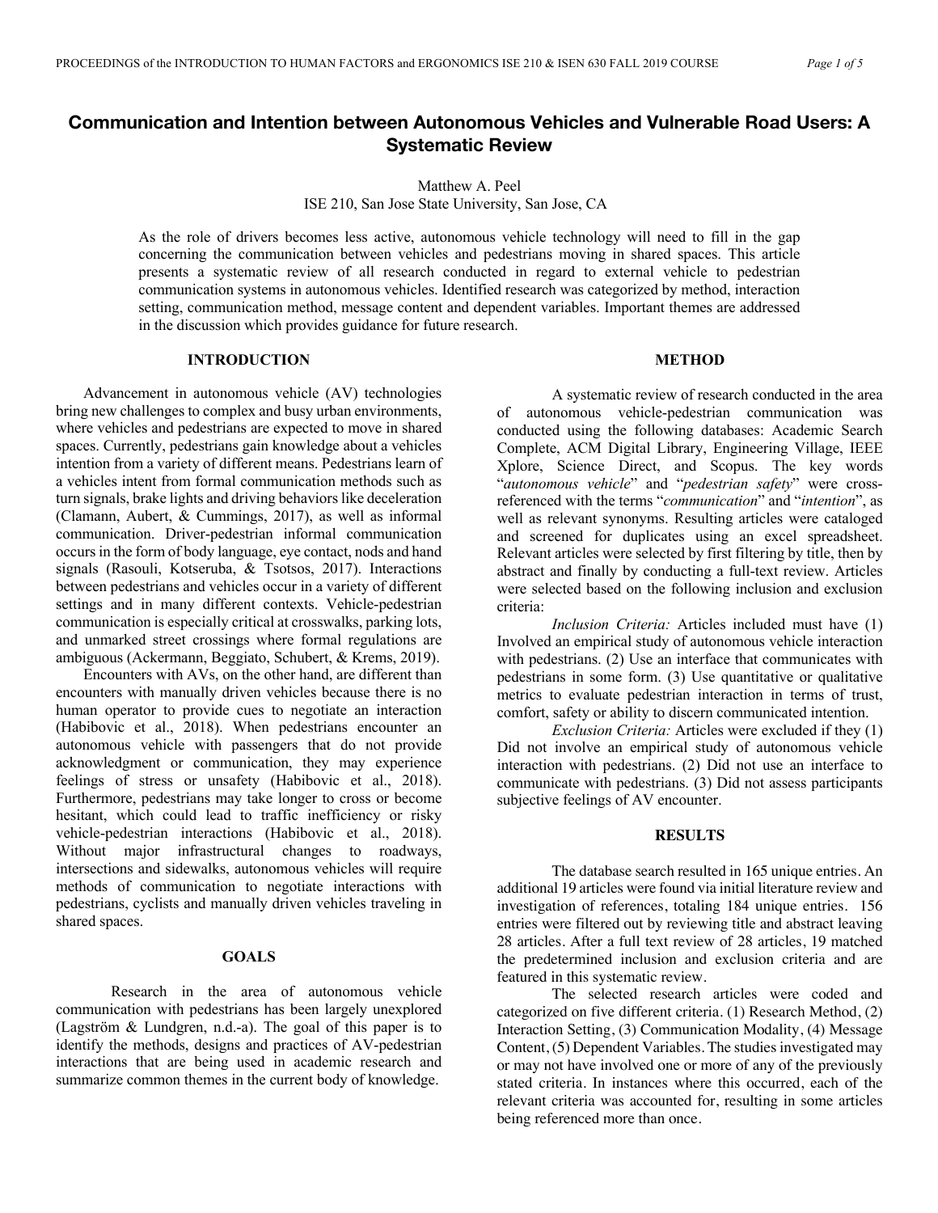# Communication and Intention between Autonomous Vehicles and Vulnerable Road Users: A Systematic Review

Matthew A. Peel
ISE 210, San Jose State University, San Jose, CA

As the role of drivers becomes less active, autonomous vehicle technology will need to fill in the gap concerning the communication between vehicles and pedestrians moving in shared spaces. This article presents a systematic review of all research conducted in regard to external vehicle to pedestrian communication systems in autonomous vehicles. Identified research was categorized by method, interaction setting, communication method, message content and dependent variables. Important themes are addressed in the discussion which provides guidance for future research.

## INTRODUCTION

Advancement in autonomous vehicle (AV) technologies bring new challenges to complex and busy urban environments, where vehicles and pedestrians are expected to move in shared spaces. Currently, pedestrians gain knowledge about a vehicles intention from a variety of different means. Pedestrians learn of a vehicles intent from formal communication methods such as turn signals, brake lights and driving behaviors like deceleration (Clamann, Aubert, & Cummings, 2017), as well as informal communication. Driver-pedestrian informal communication occurs in the form of body language, eye contact, nods and hand signals (Rasouli, Kotseruba, & Tsotsos, 2017). Interactions between pedestrians and vehicles occur in a variety of different settings and in many different contexts. Vehicle-pedestrian communication is especially critical at crosswalks, parking lots, and unmarked street crossings where formal regulations are ambiguous (Ackermann, Beggiato, Schubert, & Krems, 2019).

Encounters with AVs, on the other hand, are different than encounters with manually driven vehicles because there is no human operator to provide cues to negotiate an interaction (Habibovic et al., 2018). When pedestrians encounter an autonomous vehicle with passengers that do not provide acknowledgment or communication, they may experience feelings of stress or unsafety (Habibovic et al., 2018). Furthermore, pedestrians may take longer to cross or become hesitant, which could lead to traffic inefficiency or risky vehicle-pedestrian interactions (Habibovic et al., 2018). Without major infrastructural changes to roadways, intersections and sidewalks, autonomous vehicles will require methods of communication to negotiate interactions with pedestrians, cyclists and manually driven vehicles traveling in shared spaces.

## GOALS

Research in the area of autonomous vehicle communication with pedestrians has been largely unexplored (Lagström & Lundgren, n.d.-a). The goal of this paper is to identify the methods, designs and practices of AV-pedestrian interactions that are being used in academic research and summarize common themes in the current body of knowledge.

## METHOD

A systematic review of research conducted in the area of autonomous vehicle-pedestrian communication was conducted using the following databases: Academic Search Complete, ACM Digital Library, Engineering Village, IEEE Xplore, Science Direct, and Scopus. The key words "*autonomous vehicle*" and "*pedestrian safety*" were cross-referenced with the terms "*communication*" and "*intention*", as well as relevant synonyms. Resulting articles were cataloged and screened for duplicates using an excel spreadsheet. Relevant articles were selected by first filtering by title, then by abstract and finally by conducting a full-text review. Articles were selected based on the following inclusion and exclusion criteria:

*Inclusion Criteria:* Articles included must have (1) Involved an empirical study of autonomous vehicle interaction with pedestrians. (2) Use an interface that communicates with pedestrians in some form. (3) Use quantitative or qualitative metrics to evaluate pedestrian interaction in terms of trust, comfort, safety or ability to discern communicated intention.

*Exclusion Criteria:* Articles were excluded if they (1) Did not involve an empirical study of autonomous vehicle interaction with pedestrians. (2) Did not use an interface to communicate with pedestrians. (3) Did not assess participants subjective feelings of AV encounter.

## RESULTS

The database search resulted in 165 unique entries. An additional 19 articles were found via initial literature review and investigation of references, totaling 184 unique entries. 156 entries were filtered out by reviewing title and abstract leaving 28 articles. After a full text review of 28 articles, 19 matched the predetermined inclusion and exclusion criteria and are featured in this systematic review.

The selected research articles were coded and categorized on five different criteria. (1) Research Method, (2) Interaction Setting, (3) Communication Modality, (4) Message Content, (5) Dependent Variables. The studies investigated may or may not have involved one or more of any of the previously stated criteria. In instances where this occurred, each of the relevant criteria was accounted for, resulting in some articles being referenced more than once.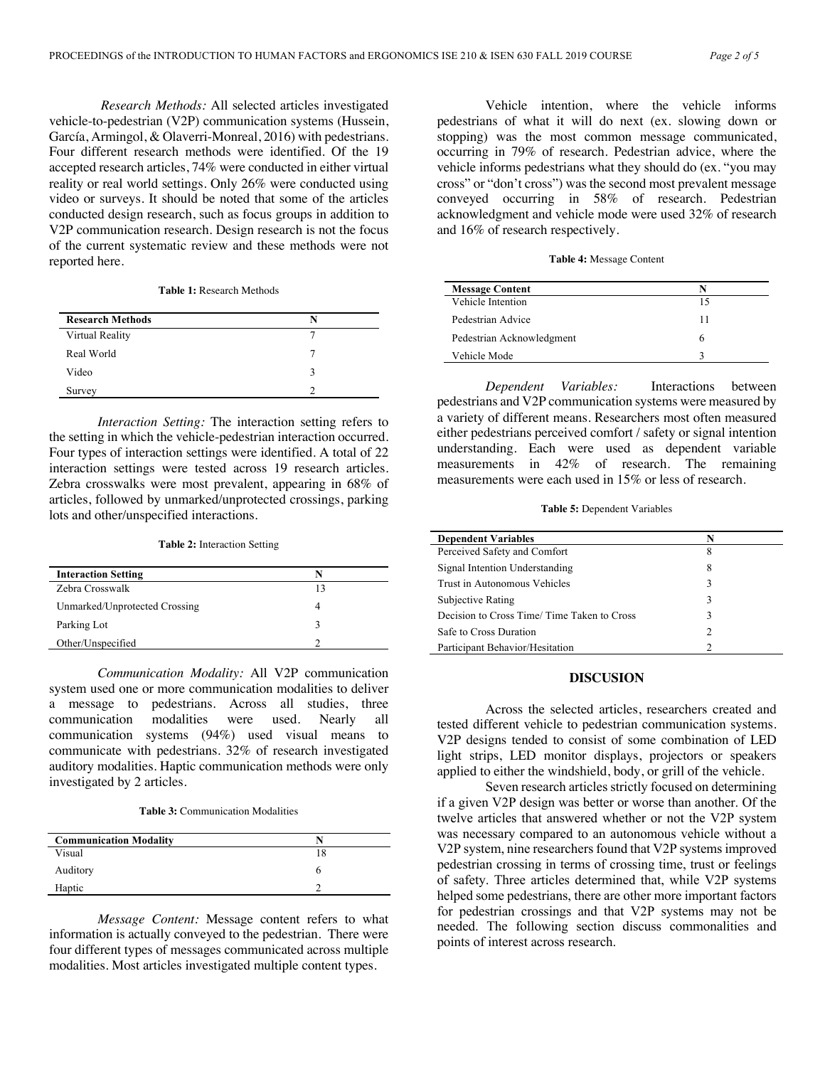*Research Methods:* All selected articles investigated vehicle-to-pedestrian (V2P) communication systems (Hussein, García, Armingol, & Olaverri-Monreal, 2016) with pedestrians. Four different research methods were identified. Of the 19 accepted research articles, 74% were conducted in either virtual reality or real world settings. Only 26% were conducted using video or surveys. It should be noted that some of the articles conducted design research, such as focus groups in addition to V2P communication research. Design research is not the focus of the current systematic review and these methods were not reported here.

**Table 1:** Research Methods

| Research Methods | N |
| --- | --- |
| Virtual Reality | 7 |
| Real World | 7 |
| Video | 3 |
| Survey | 2 |

*Interaction Setting:* The interaction setting refers to the setting in which the vehicle-pedestrian interaction occurred. Four types of interaction settings were identified. A total of 22 interaction settings were tested across 19 research articles. Zebra crosswalks were most prevalent, appearing in 68% of articles, followed by unmarked/unprotected crossings, parking lots and other/unspecified interactions.

**Table 2:** Interaction Setting

| Interaction Setting | N |
| --- | --- |
| Zebra Crosswalk | 13 |
| Unmarked/Unprotected Crossing | 4 |
| Parking Lot | 3 |
| Other/Unspecified | 2 |

*Communication Modality:* All V2P communication system used one or more communication modalities to deliver a message to pedestrians. Across all studies, three communication modalities were used. Nearly all communication systems (94%) used visual means to communicate with pedestrians. 32% of research investigated auditory modalities. Haptic communication methods were only investigated by 2 articles.

**Table 3:** Communication Modalities

| Communication Modality | N |
| --- | --- |
| Visual | 18 |
| Auditory | 6 |
| Haptic | 2 |

*Message Content:* Message content refers to what information is actually conveyed to the pedestrian. There were four different types of messages communicated across multiple modalities. Most articles investigated multiple content types.

Vehicle intention, where the vehicle informs pedestrians of what it will do next (ex. slowing down or stopping) was the most common message communicated, occurring in 79% of research. Pedestrian advice, where the vehicle informs pedestrians what they should do (ex. "you may cross" or "don't cross") was the second most prevalent message conveyed occurring in 58% of research. Pedestrian acknowledgment and vehicle mode were used 32% of research and 16% of research respectively.

**Table 4:** Message Content

| Message Content | N |
| --- | --- |
| Vehicle Intention | 15 |
| Pedestrian Advice | 11 |
| Pedestrian Acknowledgment | 6 |
| Vehicle Mode | 3 |

*Dependent Variables:* Interactions between pedestrians and V2P communication systems were measured by a variety of different means. Researchers most often measured either pedestrians perceived comfort / safety or signal intention understanding. Each were used as dependent variable measurements in 42% of research. The remaining measurements were each used in 15% or less of research.

**Table 5:** Dependent Variables

| Dependent Variables | N |
| --- | --- |
| Perceived Safety and Comfort | 8 |
| Signal Intention Understanding | 8 |
| Trust in Autonomous Vehicles | 3 |
| Subjective Rating | 3 |
| Decision to Cross Time/ Time Taken to Cross | 3 |
| Safe to Cross Duration | 2 |
| Participant Behavior/Hesitation | 2 |

## DISCUSION

Across the selected articles, researchers created and tested different vehicle to pedestrian communication systems. V2P designs tended to consist of some combination of LED light strips, LED monitor displays, projectors or speakers applied to either the windshield, body, or grill of the vehicle.

Seven research articles strictly focused on determining if a given V2P design was better or worse than another. Of the twelve articles that answered whether or not the V2P system was necessary compared to an autonomous vehicle without a V2P system, nine researchers found that V2P systems improved pedestrian crossing in terms of crossing time, trust or feelings of safety. Three articles determined that, while V2P systems helped some pedestrians, there are other more important factors for pedestrian crossings and that V2P systems may not be needed. The following section discuss commonalities and points of interest across research.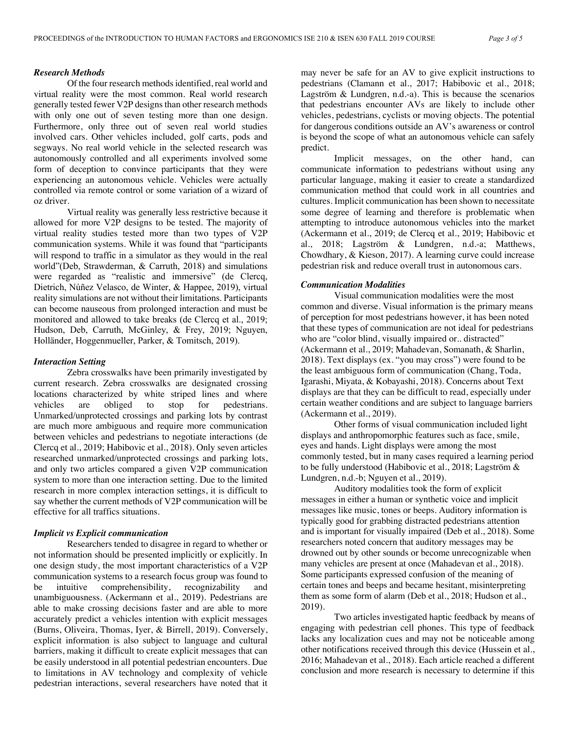### *Research Methods*

Of the four research methods identified, real world and virtual reality were the most common. Real world research generally tested fewer V2P designs than other research methods with only one out of seven testing more than one design. Furthermore, only three out of seven real world studies involved cars. Other vehicles included, golf carts, pods and segways. No real world vehicle in the selected research was autonomously controlled and all experiments involved some form of deception to convince participants that they were experiencing an autonomous vehicle. Vehicles were actually controlled via remote control or some variation of a wizard of oz driver.

Virtual reality was generally less restrictive because it allowed for more V2P designs to be tested. The majority of virtual reality studies tested more than two types of V2P communication systems. While it was found that "participants will respond to traffic in a simulator as they would in the real world"(Deb, Strawderman, & Carruth, 2018) and simulations were regarded as "realistic and immersive" (de Clercq, Dietrich, Núñez Velasco, de Winter, & Happee, 2019), virtual reality simulations are not without their limitations. Participants can become nauseous from prolonged interaction and must be monitored and allowed to take breaks (de Clercq et al., 2019; Hudson, Deb, Carruth, McGinley, & Frey, 2019; Nguyen, Holländer, Hoggenmueller, Parker, & Tomitsch, 2019).

### *Interaction Setting*

Zebra crosswalks have been primarily investigated by current research. Zebra crosswalks are designated crossing locations characterized by white striped lines and where vehicles are obliged to stop for pedestrians. Unmarked/unprotected crossings and parking lots by contrast are much more ambiguous and require more communication between vehicles and pedestrians to negotiate interactions (de Clercq et al., 2019; Habibovic et al., 2018). Only seven articles researched unmarked/unprotected crossings and parking lots, and only two articles compared a given V2P communication system to more than one interaction setting. Due to the limited research in more complex interaction settings, it is difficult to say whether the current methods of V2P communication will be effective for all traffics situations.

### *Implicit vs Explicit communication*

Researchers tended to disagree in regard to whether or not information should be presented implicitly or explicitly. In one design study, the most important characteristics of a V2P communication systems to a research focus group was found to be intuitive comprehensibility, recognizability and unambiguousness. (Ackermann et al., 2019). Pedestrians are able to make crossing decisions faster and are able to more accurately predict a vehicles intention with explicit messages (Burns, Oliveira, Thomas, Iyer, & Birrell, 2019). Conversely, explicit information is also subject to language and cultural barriers, making it difficult to create explicit messages that can be easily understood in all potential pedestrian encounters. Due to limitations in AV technology and complexity of vehicle pedestrian interactions, several researchers have noted that it may never be safe for an AV to give explicit instructions to pedestrians (Clamann et al., 2017; Habibovic et al., 2018; Lagström & Lundgren, n.d.-a). This is because the scenarios that pedestrians encounter AVs are likely to include other vehicles, pedestrians, cyclists or moving objects. The potential for dangerous conditions outside an AV's awareness or control is beyond the scope of what an autonomous vehicle can safely predict.

Implicit messages, on the other hand, can communicate information to pedestrians without using any particular language, making it easier to create a standardized communication method that could work in all countries and cultures. Implicit communication has been shown to necessitate some degree of learning and therefore is problematic when attempting to introduce autonomous vehicles into the market (Ackermann et al., 2019; de Clercq et al., 2019; Habibovic et al., 2018; Lagström & Lundgren, n.d.-a; Matthews, Chowdhary, & Kieson, 2017). A learning curve could increase pedestrian risk and reduce overall trust in autonomous cars.

### *Communication Modalities*

Visual communication modalities were the most common and diverse. Visual information is the primary means of perception for most pedestrians however, it has been noted that these types of communication are not ideal for pedestrians who are "color blind, visually impaired or.. distracted" (Ackermann et al., 2019; Mahadevan, Somanath, & Sharlin, 2018). Text displays (ex. "you may cross") were found to be the least ambiguous form of communication (Chang, Toda, Igarashi, Miyata, & Kobayashi, 2018). Concerns about Text displays are that they can be difficult to read, especially under certain weather conditions and are subject to language barriers (Ackermann et al., 2019).

Other forms of visual communication included light displays and anthropomorphic features such as face, smile, eyes and hands. Light displays were among the most commonly tested, but in many cases required a learning period to be fully understood (Habibovic et al., 2018; Lagström & Lundgren, n.d.-b; Nguyen et al., 2019).

Auditory modalities took the form of explicit messages in either a human or synthetic voice and implicit messages like music, tones or beeps. Auditory information is typically good for grabbing distracted pedestrians attention and is important for visually impaired (Deb et al., 2018). Some researchers noted concern that auditory messages may be drowned out by other sounds or become unrecognizable when many vehicles are present at once (Mahadevan et al., 2018). Some participants expressed confusion of the meaning of certain tones and beeps and became hesitant, misinterpreting them as some form of alarm (Deb et al., 2018; Hudson et al., 2019).

Two articles investigated haptic feedback by means of engaging with pedestrian cell phones. This type of feedback lacks any localization cues and may not be noticeable among other notifications received through this device (Hussein et al., 2016; Mahadevan et al., 2018). Each article reached a different conclusion and more research is necessary to determine if this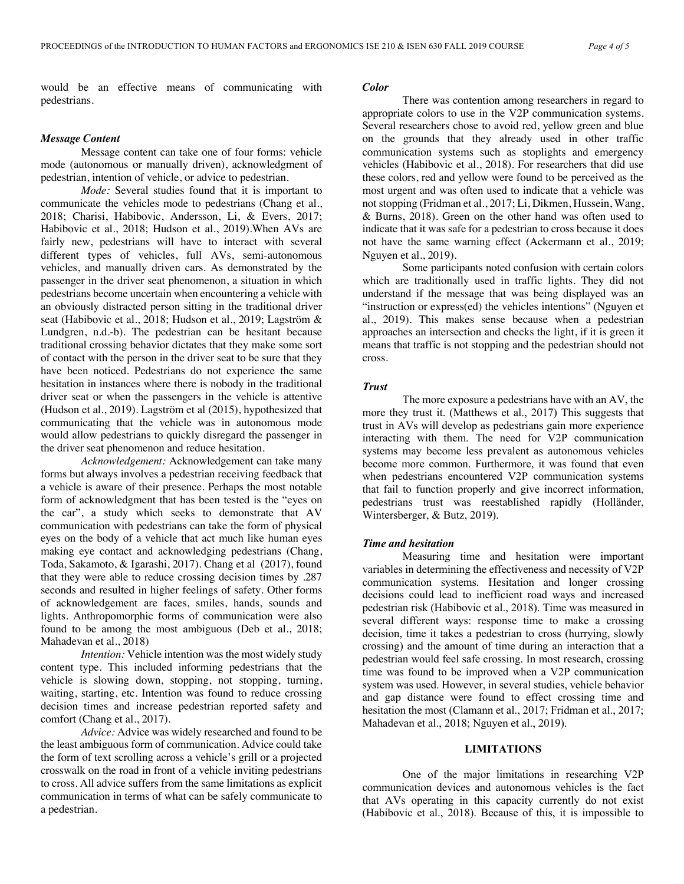would be an effective means of communicating with pedestrians.

### *Message Content*

Message content can take one of four forms: vehicle mode (autonomous or manually driven), acknowledgment of pedestrian, intention of vehicle, or advice to pedestrian.

*Mode:* Several studies found that it is important to communicate the vehicles mode to pedestrians (Chang et al., 2018; Charisi, Habibovic, Andersson, Li, & Evers, 2017; Habibovic et al., 2018; Hudson et al., 2019).When AVs are fairly new, pedestrians will have to interact with several different types of vehicles, full AVs, semi-autonomous vehicles, and manually driven cars. As demonstrated by the passenger in the driver seat phenomenon, a situation in which pedestrians become uncertain when encountering a vehicle with an obviously distracted person sitting in the traditional driver seat (Habibovic et al., 2018; Hudson et al., 2019; Lagström & Lundgren, n.d.-b). The pedestrian can be hesitant because traditional crossing behavior dictates that they make some sort of contact with the person in the driver seat to be sure that they have been noticed. Pedestrians do not experience the same hesitation in instances where there is nobody in the traditional driver seat or when the passengers in the vehicle is attentive (Hudson et al., 2019). Lagström et al (2015), hypothesized that communicating that the vehicle was in autonomous mode would allow pedestrians to quickly disregard the passenger in the driver seat phenomenon and reduce hesitation.

*Acknowledgement:* Acknowledgement can take many forms but always involves a pedestrian receiving feedback that a vehicle is aware of their presence. Perhaps the most notable form of acknowledgment that has been tested is the "eyes on the car", a study which seeks to demonstrate that AV communication with pedestrians can take the form of physical eyes on the body of a vehicle that act much like human eyes making eye contact and acknowledging pedestrians (Chang, Toda, Sakamoto, & Igarashi, 2017). Chang et al (2017), found that they were able to reduce crossing decision times by .287 seconds and resulted in higher feelings of safety. Other forms of acknowledgement are faces, smiles, hands, sounds and lights. Anthropomorphic forms of communication were also found to be among the most ambiguous (Deb et al., 2018; Mahadevan et al., 2018)

*Intention:* Vehicle intention was the most widely study content type. This included informing pedestrians that the vehicle is slowing down, stopping, not stopping, turning, waiting, starting, etc. Intention was found to reduce crossing decision times and increase pedestrian reported safety and comfort (Chang et al., 2017).

*Advice:* Advice was widely researched and found to be the least ambiguous form of communication. Advice could take the form of text scrolling across a vehicle's grill or a projected crosswalk on the road in front of a vehicle inviting pedestrians to cross. All advice suffers from the same limitations as explicit communication in terms of what can be safely communicate to a pedestrian.

### *Color*

There was contention among researchers in regard to appropriate colors to use in the V2P communication systems. Several researchers chose to avoid red, yellow green and blue on the grounds that they already used in other traffic communication systems such as stoplights and emergency vehicles (Habibovic et al., 2018). For researchers that did use these colors, red and yellow were found to be perceived as the most urgent and was often used to indicate that a vehicle was not stopping (Fridman et al., 2017; Li, Dikmen, Hussein, Wang, & Burns, 2018). Green on the other hand was often used to indicate that it was safe for a pedestrian to cross because it does not have the same warning effect (Ackermann et al., 2019; Nguyen et al., 2019).

Some participants noted confusion with certain colors which are traditionally used in traffic lights. They did not understand if the message that was being displayed was an "instruction or express(ed) the vehicles intentions" (Nguyen et al., 2019). This makes sense because when a pedestrian approaches an intersection and checks the light, if it is green it means that traffic is not stopping and the pedestrian should not cross.

### *Trust*

The more exposure a pedestrians have with an AV, the more they trust it. (Matthews et al., 2017) This suggests that trust in AVs will develop as pedestrians gain more experience interacting with them. The need for V2P communication systems may become less prevalent as autonomous vehicles become more common. Furthermore, it was found that even when pedestrians encountered V2P communication systems that fail to function properly and give incorrect information, pedestrians trust was reestablished rapidly (Holländer, Wintersberger, & Butz, 2019).

### *Time and hesitation*

Measuring time and hesitation were important variables in determining the effectiveness and necessity of V2P communication systems. Hesitation and longer crossing decisions could lead to inefficient road ways and increased pedestrian risk (Habibovic et al., 2018). Time was measured in several different ways: response time to make a crossing decision, time it takes a pedestrian to cross (hurrying, slowly crossing) and the amount of time during an interaction that a pedestrian would feel safe crossing. In most research, crossing time was found to be improved when a V2P communication system was used. However, in several studies, vehicle behavior and gap distance were found to effect crossing time and hesitation the most (Clamann et al., 2017; Fridman et al., 2017; Mahadevan et al., 2018; Nguyen et al., 2019).

## LIMITATIONS

One of the major limitations in researching V2P communication devices and autonomous vehicles is the fact that AVs operating in this capacity currently do not exist (Habibovic et al., 2018). Because of this, it is impossible to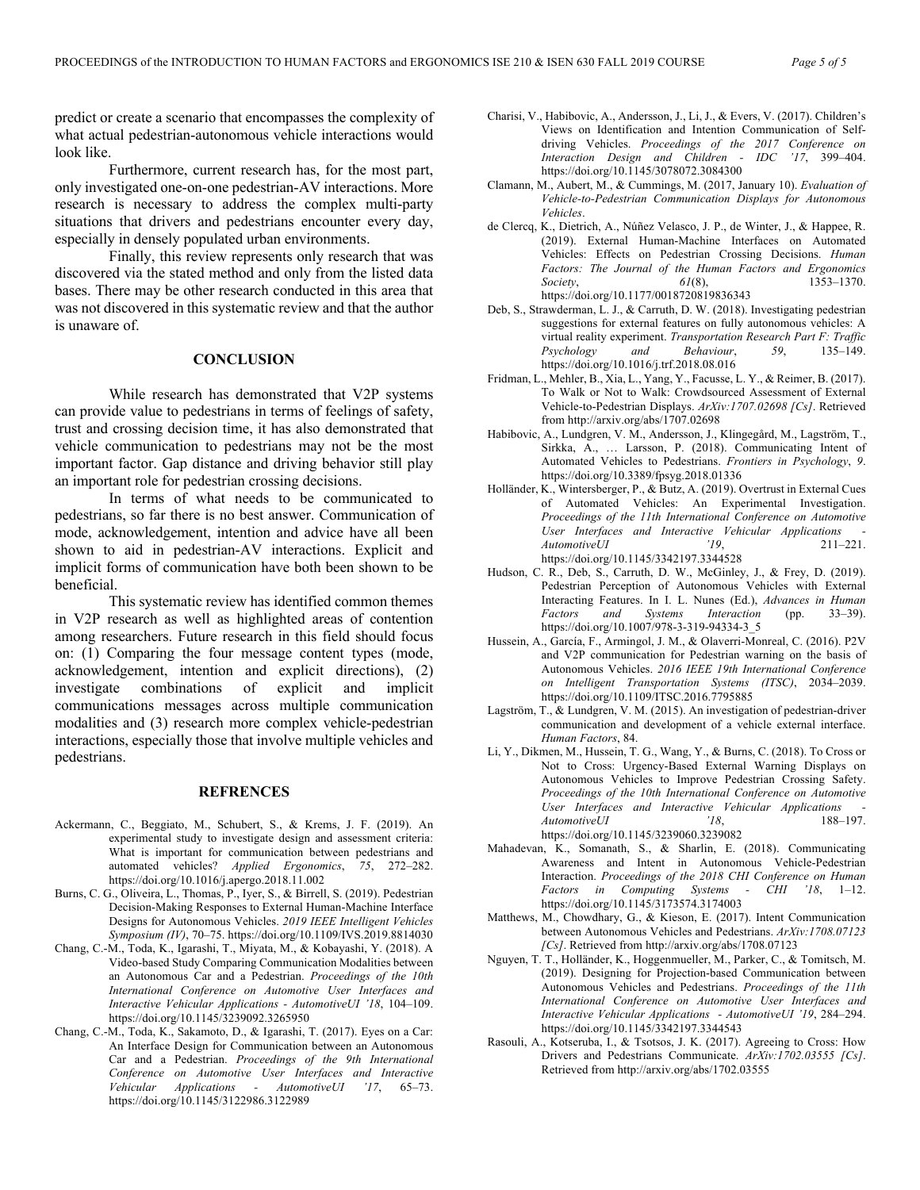predict or create a scenario that encompasses the complexity of what actual pedestrian-autonomous vehicle interactions would look like.

Furthermore, current research has, for the most part, only investigated one-on-one pedestrian-AV interactions. More research is necessary to address the complex multi-party situations that drivers and pedestrians encounter every day, especially in densely populated urban environments.

Finally, this review represents only research that was discovered via the stated method and only from the listed data bases. There may be other research conducted in this area that was not discovered in this systematic review and that the author is unaware of.

## CONCLUSION

While research has demonstrated that V2P systems can provide value to pedestrians in terms of feelings of safety, trust and crossing decision time, it has also demonstrated that vehicle communication to pedestrians may not be the most important factor. Gap distance and driving behavior still play an important role for pedestrian crossing decisions.

In terms of what needs to be communicated to pedestrians, so far there is no best answer. Communication of mode, acknowledgement, intention and advice have all been shown to aid in pedestrian-AV interactions. Explicit and implicit forms of communication have both been shown to be beneficial.

This systematic review has identified common themes in V2P research as well as highlighted areas of contention among researchers. Future research in this field should focus on: (1) Comparing the four message content types (mode, acknowledgement, intention and explicit directions), (2) investigate combinations of explicit and implicit communications messages across multiple communication modalities and (3) research more complex vehicle-pedestrian interactions, especially those that involve multiple vehicles and pedestrians.

## REFRENCES

Ackermann, C., Beggiato, M., Schubert, S., & Krems, J. F. (2019). An experimental study to investigate design and assessment criteria: What is important for communication between pedestrians and automated vehicles? *Applied Ergonomics*, *75*, 272–282. https://doi.org/10.1016/j.apergo.2018.11.002

Burns, C. G., Oliveira, L., Thomas, P., Iyer, S., & Birrell, S. (2019). Pedestrian Decision-Making Responses to External Human-Machine Interface Designs for Autonomous Vehicles. *2019 IEEE Intelligent Vehicles Symposium (IV)*, 70–75. https://doi.org/10.1109/IVS.2019.8814030

Chang, C.-M., Toda, K., Igarashi, T., Miyata, M., & Kobayashi, Y. (2018). A Video-based Study Comparing Communication Modalities between an Autonomous Car and a Pedestrian. *Proceedings of the 10th International Conference on Automotive User Interfaces and Interactive Vehicular Applications - AutomotiveUI '18*, 104–109. https://doi.org/10.1145/3239092.3265950

Chang, C.-M., Toda, K., Sakamoto, D., & Igarashi, T. (2017). Eyes on a Car: An Interface Design for Communication between an Autonomous Car and a Pedestrian. *Proceedings of the 9th International Conference on Automotive User Interfaces and Interactive Vehicular Applications - AutomotiveUI '17*, 65–73. https://doi.org/10.1145/3122986.3122989

Charisi, V., Habibovic, A., Andersson, J., Li, J., & Evers, V. (2017). Children's Views on Identification and Intention Communication of Self-driving Vehicles. *Proceedings of the 2017 Conference on Interaction Design and Children - IDC '17*, 399–404. https://doi.org/10.1145/3078072.3084300

Clamann, M., Aubert, M., & Cummings, M. (2017, January 10). *Evaluation of Vehicle-to-Pedestrian Communication Displays for Autonomous Vehicles*.

de Clercq, K., Dietrich, A., Núñez Velasco, J. P., de Winter, J., & Happee, R. (2019). External Human-Machine Interfaces on Automated Vehicles: Effects on Pedestrian Crossing Decisions. *Human Factors: The Journal of the Human Factors and Ergonomics Society*, *61*(8), 1353–1370. https://doi.org/10.1177/0018720819836343

Deb, S., Strawderman, L. J., & Carruth, D. W. (2018). Investigating pedestrian suggestions for external features on fully autonomous vehicles: A virtual reality experiment. *Transportation Research Part F: Traffic Psychology and Behaviour*, *59*, 135–149. https://doi.org/10.1016/j.trf.2018.08.016

Fridman, L., Mehler, B., Xia, L., Yang, Y., Facusse, L. Y., & Reimer, B. (2017). To Walk or Not to Walk: Crowdsourced Assessment of External Vehicle-to-Pedestrian Displays. *ArXiv:1707.02698 [Cs]*. Retrieved from http://arxiv.org/abs/1707.02698

Habibovic, A., Lundgren, V. M., Andersson, J., Klingegård, M., Lagström, T., Sirkka, A., … Larsson, P. (2018). Communicating Intent of Automated Vehicles to Pedestrians. *Frontiers in Psychology*, *9*. https://doi.org/10.3389/fpsyg.2018.01336

Holländer, K., Wintersberger, P., & Butz, A. (2019). Overtrust in External Cues of Automated Vehicles: An Experimental Investigation. *Proceedings of the 11th International Conference on Automotive User Interfaces and Interactive Vehicular Applications - AutomotiveUI '19*, 211–221. https://doi.org/10.1145/3342197.3344528

Hudson, C. R., Deb, S., Carruth, D. W., McGinley, J., & Frey, D. (2019). Pedestrian Perception of Autonomous Vehicles with External Interacting Features. In I. L. Nunes (Ed.), *Advances in Human Factors and Systems Interaction* (pp. 33–39). https://doi.org/10.1007/978-3-319-94334-3_5

Hussein, A., García, F., Armingol, J. M., & Olaverri-Monreal, C. (2016). P2V and V2P communication for Pedestrian warning on the basis of Autonomous Vehicles. *2016 IEEE 19th International Conference on Intelligent Transportation Systems (ITSC)*, 2034–2039. https://doi.org/10.1109/ITSC.2016.7795885

Lagström, T., & Lundgren, V. M. (2015). An investigation of pedestrian-driver communication and development of a vehicle external interface. *Human Factors*, 84.

Li, Y., Dikmen, M., Hussein, T. G., Wang, Y., & Burns, C. (2018). To Cross or Not to Cross: Urgency-Based External Warning Displays on Autonomous Vehicles to Improve Pedestrian Crossing Safety. *Proceedings of the 10th International Conference on Automotive User Interfaces and Interactive Vehicular Applications - AutomotiveUI '18*, 188–197. https://doi.org/10.1145/3239060.3239082

Mahadevan, K., Somanath, S., & Sharlin, E. (2018). Communicating Awareness and Intent in Autonomous Vehicle-Pedestrian Interaction. *Proceedings of the 2018 CHI Conference on Human Factors in Computing Systems - CHI '18*, 1–12. https://doi.org/10.1145/3173574.3174003

Matthews, M., Chowdhary, G., & Kieson, E. (2017). Intent Communication between Autonomous Vehicles and Pedestrians. *ArXiv:1708.07123 [Cs]*. Retrieved from http://arxiv.org/abs/1708.07123

Nguyen, T. T., Holländer, K., Hoggenmueller, M., Parker, C., & Tomitsch, M. (2019). Designing for Projection-based Communication between Autonomous Vehicles and Pedestrians. *Proceedings of the 11th International Conference on Automotive User Interfaces and Interactive Vehicular Applications - AutomotiveUI '19*, 284–294. https://doi.org/10.1145/3342197.3344543

Rasouli, A., Kotseruba, I., & Tsotsos, J. K. (2017). Agreeing to Cross: How Drivers and Pedestrians Communicate. *ArXiv:1702.03555 [Cs]*. Retrieved from http://arxiv.org/abs/1702.03555